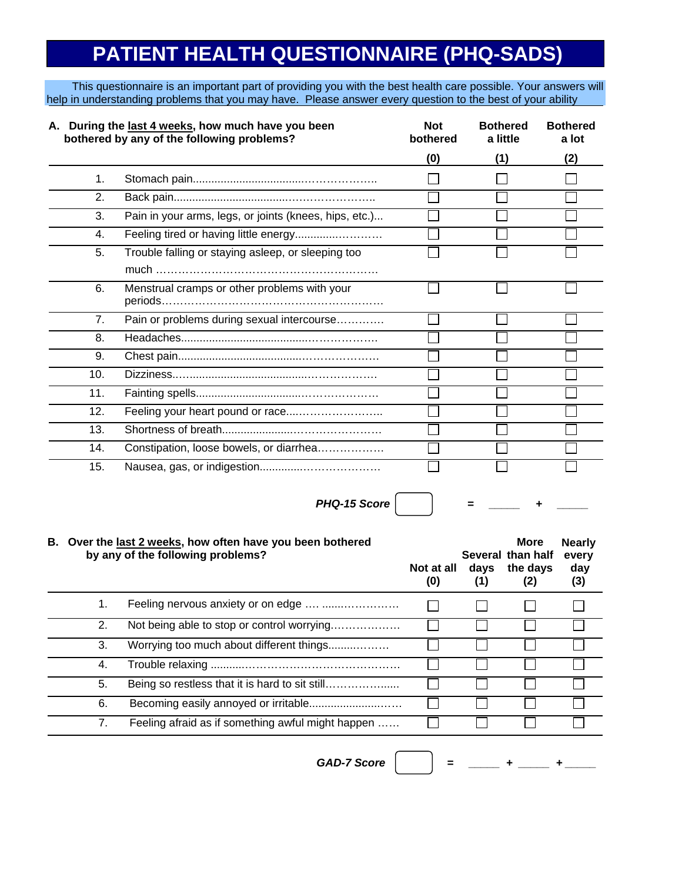# PATIENT HEALTH QUESTIONNAIRE (PHQ-SADS)

This questionnaire is an important part of providing you with the best health care possible. Your answers will help in understanding problems that you may have. Please answer every question to the best of your ability

| | **A. During the <u>last 4 weeks</u>, how much have you been bothered by any of the following problems?** | **Not bothered (0)** | **Bothered a little (1)** | **Bothered a lot (2)** |
|---|---|---|---|---|
| 1. | Stomach pain.................................................... | ☐ | ☐ | ☐ |
| 2. | Back pain.................................................... | ☐ | ☐ | ☐ |
| 3. | Pain in your arms, legs, or joints (knees, hips, etc.)... | ☐ | ☐ | ☐ |
| 4. | Feeling tired or having little energy........................ | ☐ | ☐ | ☐ |
| 5. | Trouble falling or staying asleep, or sleeping too much ........................................................ | ☐ | ☐ | ☐ |
| 6. | Menstrual cramps or other problems with your periods........................................................ | ☐ | ☐ | ☐ |
| 7. | Pain or problems during sexual intercourse............ | ☐ | ☐ | ☐ |
| 8. | Headaches.................................................... | ☐ | ☐ | ☐ |
| 9. | Chest pain.................................................... | ☐ | ☐ | ☐ |
| 10. | Dizziness.................................................... | ☐ | ☐ | ☐ |
| 11. | Fainting spells.................................................... | ☐ | ☐ | ☐ |
| 12. | Feeling your heart pound or race........................ | ☐ | ☐ | ☐ |
| 13. | Shortness of breath.............................................. | ☐ | ☐ | ☐ |
| 14. | Constipation, loose bowels, or diarrhea................. | ☐ | ☐ | ☐ |
| 15. | Nausea, gas, or indigestion.................................. | ☐ | ☐ | ☐ |

***PHQ-15 Score*** ☐ = _____ + _____

| | **B. Over the <u>last 2 weeks</u>, how often have you been bothered by any of the following problems?** | **Not at all (0)** | **Several days (1)** | **More than half the days (2)** | **Nearly every day (3)** |
|---|---|---|---|---|---|
| 1. | Feeling nervous anxiety or on edge .... ..................... | ☐ | ☐ | ☐ | ☐ |
| 2. | Not being able to stop or control worrying.................. | ☐ | ☐ | ☐ | ☐ |
| 3. | Worrying too much about different things.................. | ☐ | ☐ | ☐ | ☐ |
| 4. | Trouble relaxing .................................................... | ☐ | ☐ | ☐ | ☐ |
| 5. | Being so restless that it is hard to sit still.................. | ☐ | ☐ | ☐ | ☐ |
| 6. | Becoming easily annoyed or irritable......................... | ☐ | ☐ | ☐ | ☐ |
| 7. | Feeling afraid as if something awful might happen ...... | ☐ | ☐ | ☐ | ☐ |

***GAD-7 Score*** ☐ = _____ + _____ + _____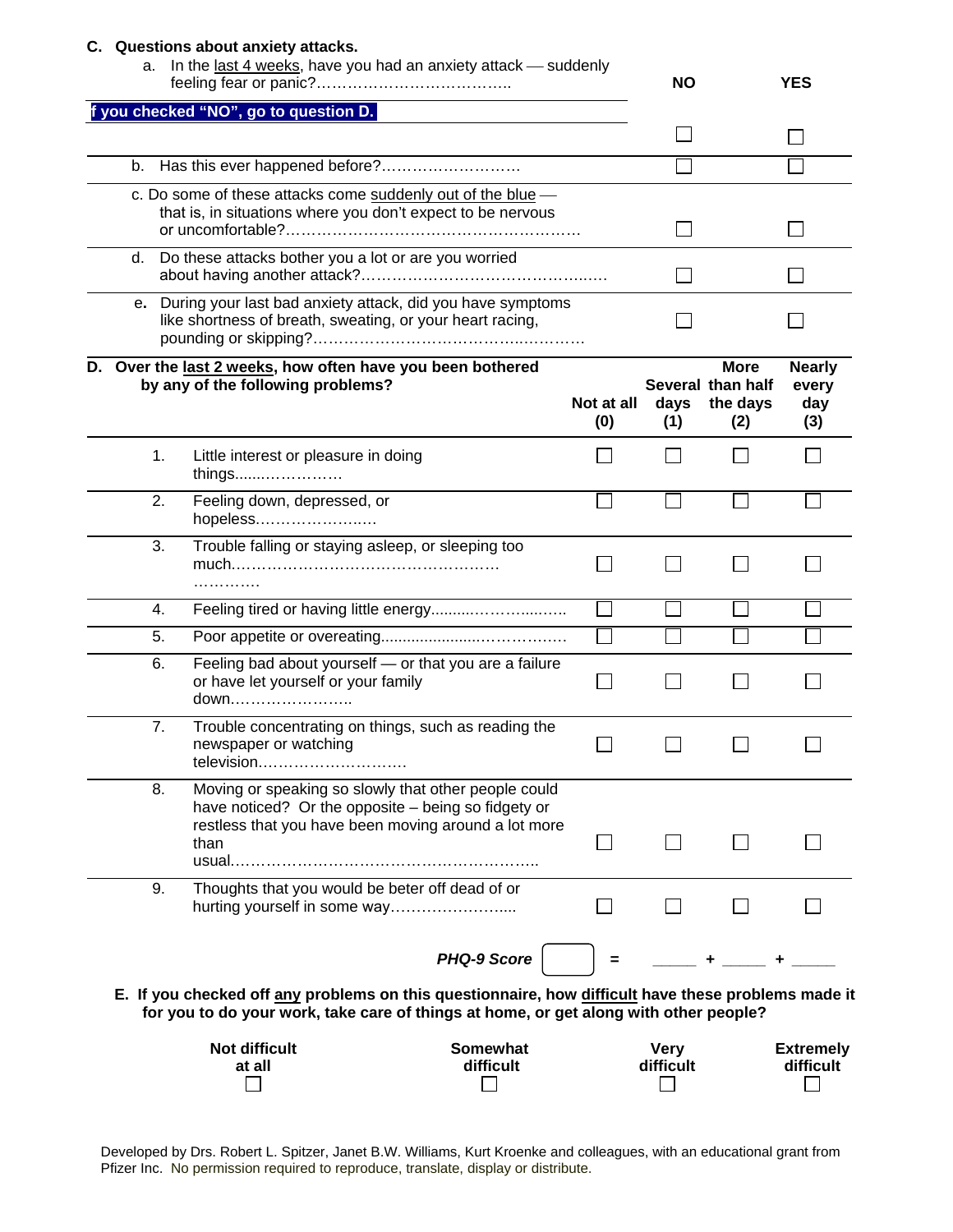**C. Questions about anxiety attacks.**

| | NO | YES |
|---|---|---|
| a. In the last 4 weeks, have you had an anxiety attack — suddenly feeling fear or panic?……………………………….. | ☐ | ☐ |
| **f you checked "NO", go to question D.** | | |
| b. Has this ever happened before?……………………… | ☐ | ☐ |
| c. Do some of these attacks come suddenly out of the blue — that is, in situations where you don't expect to be nervous or uncomfortable?…………………………………………………… | ☐ | ☐ |
| d. Do these attacks bother you a lot or are you worried about having another attack?……………………………………..…. | ☐ | ☐ |
| e. During your last bad anxiety attack, did you have symptoms like shortness of breath, sweating, or your heart racing, pounding or skipping?…………………………………...………… | ☐ | ☐ |

| **D. Over the last 2 weeks, how often have you been bothered by any of the following problems?** | **Not at all (0)** | **Several days (1)** | **More than half the days (2)** | **Nearly every day (3)** |
|---|---|---|---|---|
| 1. Little interest or pleasure in doing things.......…………… | ☐ | ☐ | ☐ | ☐ |
| 2. Feeling down, depressed, or hopeless…………………… | ☐ | ☐ | ☐ | ☐ |
| 3. Trouble falling or staying asleep, or sleeping too much…………………………………………… …………. | ☐ | ☐ | ☐ | ☐ |
| 4. Feeling tired or having little energy.........……….....….. | ☐ | ☐ | ☐ | ☐ |
| 5. Poor appetite or overeating.....................……………… | ☐ | ☐ | ☐ | ☐ |
| 6. Feeling bad about yourself — or that you are a failure or have let yourself or your family down…………………….. | ☐ | ☐ | ☐ | ☐ |
| 7. Trouble concentrating on things, such as reading the newspaper or watching television………………………… | ☐ | ☐ | ☐ | ☐ |
| 8. Moving or speaking so slowly that other people could have noticed? Or the opposite – being so fidgety or restless that you have been moving around a lot more than usual……………………………………………………. | ☐ | ☐ | ☐ | ☐ |
| 9. Thoughts that you would be beter off dead of or hurting yourself in some way………………….... | ☐ | ☐ | ☐ | ☐ |

***PHQ-9 Score*** ☐ = _____ + _____ + _____

**E. If you checked off any problems on this questionnaire, how difficult have these problems made it for you to do your work, take care of things at home, or get along with other people?**

| Not difficult at all | Somewhat difficult | Very difficult | Extremely difficult |
|---|---|---|---|
| ☐ | ☐ | ☐ | ☐ |

Developed by Drs. Robert L. Spitzer, Janet B.W. Williams, Kurt Kroenke and colleagues, with an educational grant from Pfizer Inc. No permission required to reproduce, translate, display or distribute.